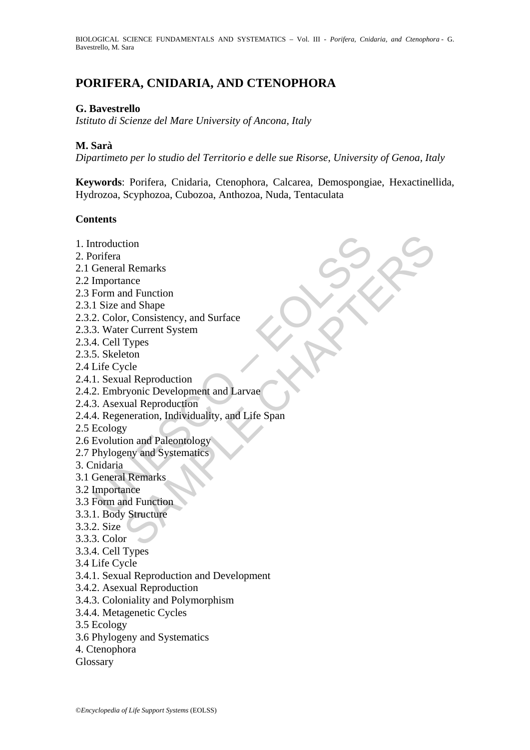# PORIFERA, CNIDARIA, AND CTENOPHORA

**G. Bavestrello**

*Istituto di Scienze del Mare University of Ancona, Italy*

**M. Sarà**

*Dipartimeto per lo studio del Territorio e delle sue Risorse, University of Genoa, Italy*

**Keywords**: Porifera, Cnidaria, Ctenophora, Calcarea, Demospongiae, Hexactinellida, Hydrozoa, Scyphozoa, Cubozoa, Anthozoa, Nuda, Tentaculata

## Contents

1. Introduction
2. Porifera
2.1 General Remarks
2.2 Importance
2.3 Form and Function
2.3.1 Size and Shape
2.3.2. Color, Consistency, and Surface
2.3.3. Water Current System
2.3.4. Cell Types
2.3.5. Skeleton
2.4 Life Cycle
2.4.1. Sexual Reproduction
2.4.2. Embryonic Development and Larvae
2.4.3. Asexual Reproduction
2.4.4. Regeneration, Individuality, and Life Span
2.5 Ecology
2.6 Evolution and Paleontology
2.7 Phylogeny and Systematics
3. Cnidaria
3.1 General Remarks
3.2 Importance
3.3 Form and Function
3.3.1. Body Structure
3.3.2. Size
3.3.3. Color
3.3.4. Cell Types
3.4 Life Cycle
3.4.1. Sexual Reproduction and Development
3.4.2. Asexual Reproduction
3.4.3. Coloniality and Polymorphism
3.4.4. Metagenetic Cycles
3.5 Ecology
3.6 Phylogeny and Systematics
4. Ctenophora
Glossary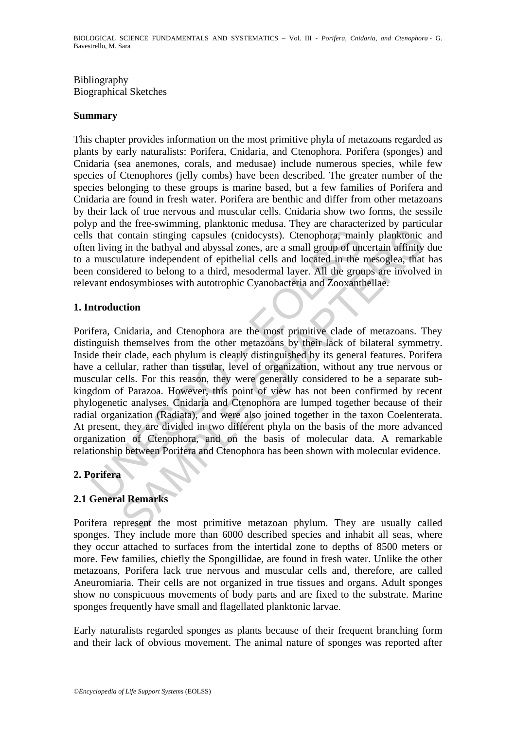Bibliography
Biographical Sketches

## Summary

This chapter provides information on the most primitive phyla of metazoans regarded as plants by early naturalists: Porifera, Cnidaria, and Ctenophora. Porifera (sponges) and Cnidaria (sea anemones, corals, and medusae) include numerous species, while few species of Ctenophores (jelly combs) have been described. The greater number of the species belonging to these groups is marine based, but a few families of Porifera and Cnidaria are found in fresh water. Porifera are benthic and differ from other metazoans by their lack of true nervous and muscular cells. Cnidaria show two forms, the sessile polyp and the free-swimming, planktonic medusa. They are characterized by particular cells that contain stinging capsules (cnidocysts). Ctenophora, mainly planktonic and often living in the bathyal and abyssal zones, are a small group of uncertain affinity due to a musculature independent of epithelial cells and located in the mesoglea, that has been considered to belong to a third, mesodermal layer. All the groups are involved in relevant endosymbioses with autotrophic Cyanobacteria and Zooxanthellae.

## 1. Introduction

Porifera, Cnidaria, and Ctenophora are the most primitive clade of metazoans. They distinguish themselves from the other metazoans by their lack of bilateral symmetry. Inside their clade, each phylum is clearly distinguished by its general features. Porifera have a cellular, rather than tissular, level of organization, without any true nervous or muscular cells. For this reason, they were generally considered to be a separate sub-kingdom of Parazoa. However, this point of view has not been confirmed by recent phylogenetic analyses. Cnidaria and Ctenophora are lumped together because of their radial organization (Radiata), and were also joined together in the taxon Coelenterata. At present, they are divided in two different phyla on the basis of the more advanced organization of Ctenophora, and on the basis of molecular data. A remarkable relationship between Porifera and Ctenophora has been shown with molecular evidence.

## 2. Porifera

### 2.1 General Remarks

Porifera represent the most primitive metazoan phylum. They are usually called sponges. They include more than 6000 described species and inhabit all seas, where they occur attached to surfaces from the intertidal zone to depths of 8500 meters or more. Few families, chiefly the Spongillidae, are found in fresh water. Unlike the other metazoans, Porifera lack true nervous and muscular cells and, therefore, are called Aneuromiaria. Their cells are not organized in true tissues and organs. Adult sponges show no conspicuous movements of body parts and are fixed to the substrate. Marine sponges frequently have small and flagellated planktonic larvae.

Early naturalists regarded sponges as plants because of their frequent branching form and their lack of obvious movement. The animal nature of sponges was reported after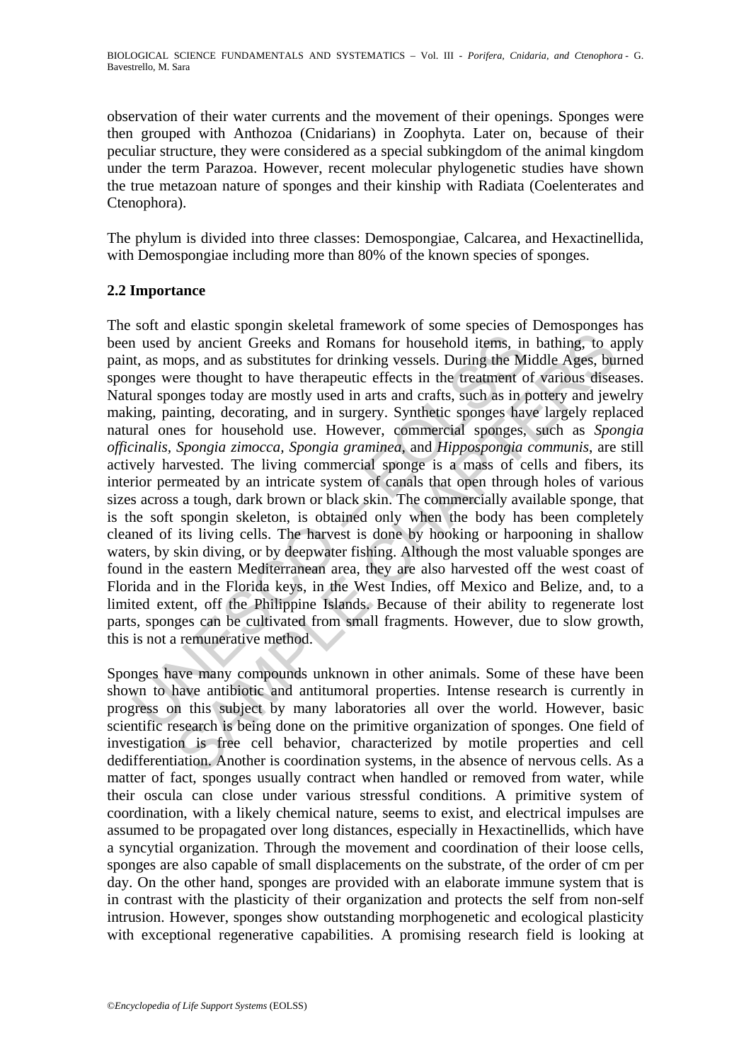observation of their water currents and the movement of their openings. Sponges were then grouped with Anthozoa (Cnidarians) in Zoophyta. Later on, because of their peculiar structure, they were considered as a special subkingdom of the animal kingdom under the term Parazoa. However, recent molecular phylogenetic studies have shown the true metazoan nature of sponges and their kinship with Radiata (Coelenterates and Ctenophora).

The phylum is divided into three classes: Demospongiae, Calcarea, and Hexactinellida, with Demospongiae including more than 80% of the known species of sponges.

### 2.2 Importance

The soft and elastic spongin skeletal framework of some species of Demosponges has been used by ancient Greeks and Romans for household items, in bathing, to apply paint, as mops, and as substitutes for drinking vessels. During the Middle Ages, burned sponges were thought to have therapeutic effects in the treatment of various diseases. Natural sponges today are mostly used in arts and crafts, such as in pottery and jewelry making, painting, decorating, and in surgery. Synthetic sponges have largely replaced natural ones for household use. However, commercial sponges, such as *Spongia officinalis*, *Spongia zimocca*, *Spongia graminea*, and *Hippospongia communis*, are still actively harvested. The living commercial sponge is a mass of cells and fibers, its interior permeated by an intricate system of canals that open through holes of various sizes across a tough, dark brown or black skin. The commercially available sponge, that is the soft spongin skeleton, is obtained only when the body has been completely cleaned of its living cells. The harvest is done by hooking or harpooning in shallow waters, by skin diving, or by deepwater fishing. Although the most valuable sponges are found in the eastern Mediterranean area, they are also harvested off the west coast of Florida and in the Florida keys, in the West Indies, off Mexico and Belize, and, to a limited extent, off the Philippine Islands. Because of their ability to regenerate lost parts, sponges can be cultivated from small fragments. However, due to slow growth, this is not a remunerative method.

Sponges have many compounds unknown in other animals. Some of these have been shown to have antibiotic and antitumoral properties. Intense research is currently in progress on this subject by many laboratories all over the world. However, basic scientific research is being done on the primitive organization of sponges. One field of investigation is free cell behavior, characterized by motile properties and cell dedifferentiation. Another is coordination systems, in the absence of nervous cells. As a matter of fact, sponges usually contract when handled or removed from water, while their oscula can close under various stressful conditions. A primitive system of coordination, with a likely chemical nature, seems to exist, and electrical impulses are assumed to be propagated over long distances, especially in Hexactinellids, which have a syncytial organization. Through the movement and coordination of their loose cells, sponges are also capable of small displacements on the substrate, of the order of cm per day. On the other hand, sponges are provided with an elaborate immune system that is in contrast with the plasticity of their organization and protects the self from non-self intrusion. However, sponges show outstanding morphogenetic and ecological plasticity with exceptional regenerative capabilities. A promising research field is looking at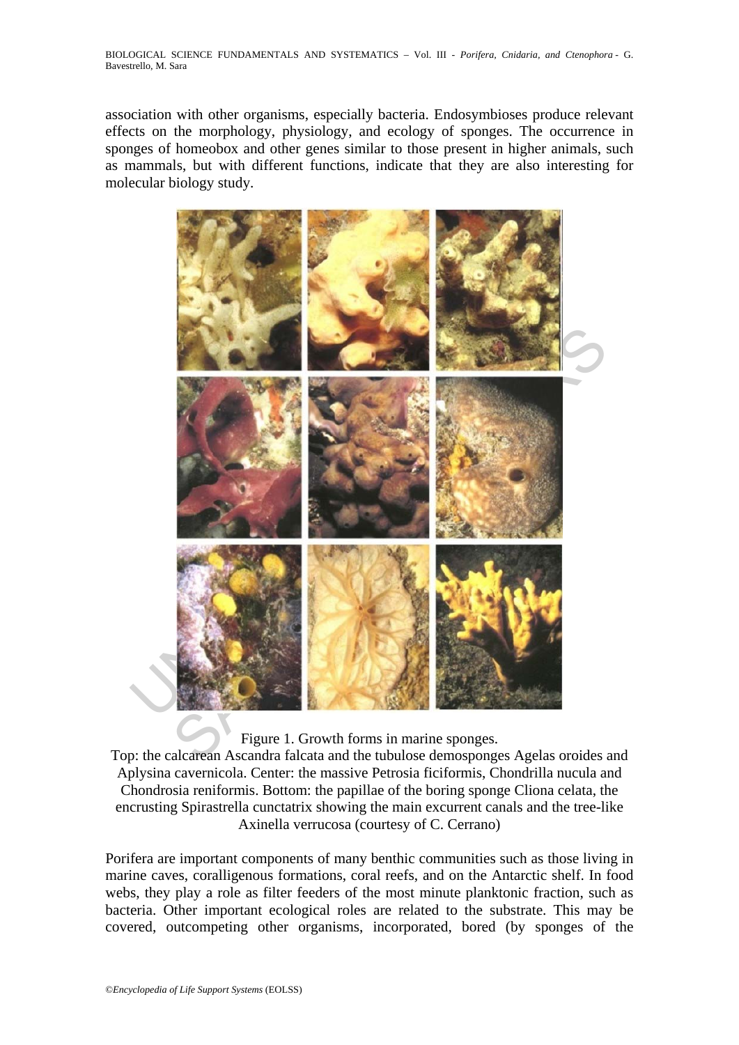association with other organisms, especially bacteria. Endosymbioses produce relevant effects on the morphology, physiology, and ecology of sponges. The occurrence in sponges of homeobox and other genes similar to those present in higher animals, such as mammals, but with different functions, indicate that they are also interesting for molecular biology study.

Figure 1. Growth forms in marine sponges.
Top: the calcarean Ascandra falcata and the tubulose demosponges Agelas oroides and Aplysina cavernicola. Center: the massive Petrosia ficiformis, Chondrilla nucula and Chondrosia reniformis. Bottom: the papillae of the boring sponge Cliona celata, the encrusting Spirastrella cunctatrix showing the main excurrent canals and the tree-like Axinella verrucosa (courtesy of C. Cerrano)

Porifera are important components of many benthic communities such as those living in marine caves, coralligenous formations, coral reefs, and on the Antarctic shelf. In food webs, they play a role as filter feeders of the most minute planktonic fraction, such as bacteria. Other important ecological roles are related to the substrate. This may be covered, outcompeting other organisms, incorporated, bored (by sponges of the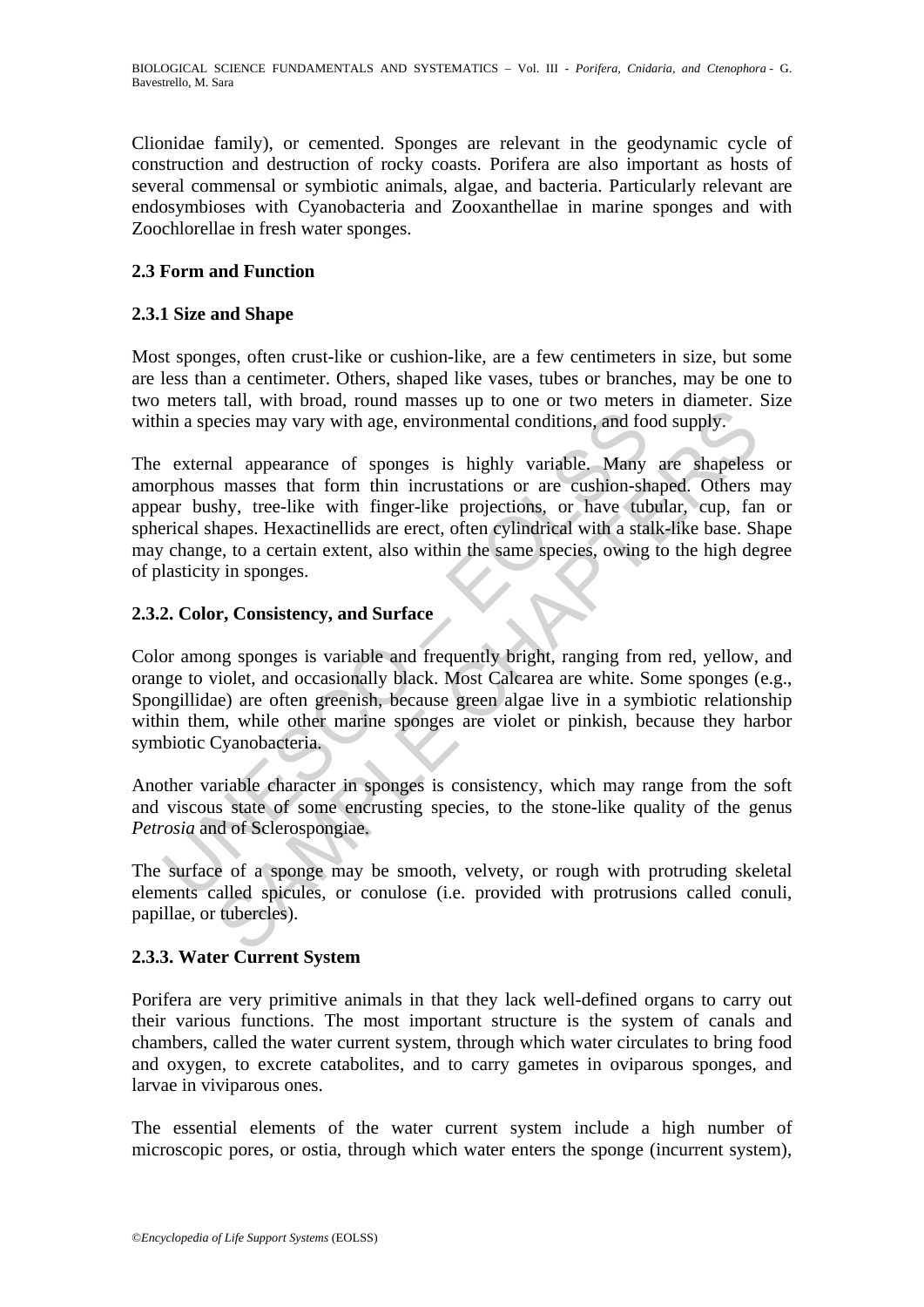Clionidae family), or cemented. Sponges are relevant in the geodynamic cycle of construction and destruction of rocky coasts. Porifera are also important as hosts of several commensal or symbiotic animals, algae, and bacteria. Particularly relevant are endosymbioses with Cyanobacteria and Zooxanthellae in marine sponges and with Zoochlorellae in fresh water sponges.

### 2.3 Form and Function

#### 2.3.1 Size and Shape

Most sponges, often crust-like or cushion-like, are a few centimeters in size, but some are less than a centimeter. Others, shaped like vases, tubes or branches, may be one to two meters tall, with broad, round masses up to one or two meters in diameter. Size within a species may vary with age, environmental conditions, and food supply.

The external appearance of sponges is highly variable. Many are shapeless or amorphous masses that form thin incrustations or are cushion-shaped. Others may appear bushy, tree-like with finger-like projections, or have tubular, cup, fan or spherical shapes. Hexactinellids are erect, often cylindrical with a stalk-like base. Shape may change, to a certain extent, also within the same species, owing to the high degree of plasticity in sponges.

#### 2.3.2. Color, Consistency, and Surface

Color among sponges is variable and frequently bright, ranging from red, yellow, and orange to violet, and occasionally black. Most Calcarea are white. Some sponges (e.g., Spongillidae) are often greenish, because green algae live in a symbiotic relationship within them, while other marine sponges are violet or pinkish, because they harbor symbiotic Cyanobacteria.

Another variable character in sponges is consistency, which may range from the soft and viscous state of some encrusting species, to the stone-like quality of the genus *Petrosia* and of Sclerospongiae.

The surface of a sponge may be smooth, velvety, or rough with protruding skeletal elements called spicules, or conulose (i.e. provided with protrusions called conuli, papillae, or tubercles).

#### 2.3.3. Water Current System

Porifera are very primitive animals in that they lack well-defined organs to carry out their various functions. The most important structure is the system of canals and chambers, called the water current system, through which water circulates to bring food and oxygen, to excrete catabolites, and to carry gametes in oviparous sponges, and larvae in viviparous ones.

The essential elements of the water current system include a high number of microscopic pores, or ostia, through which water enters the sponge (incurrent system),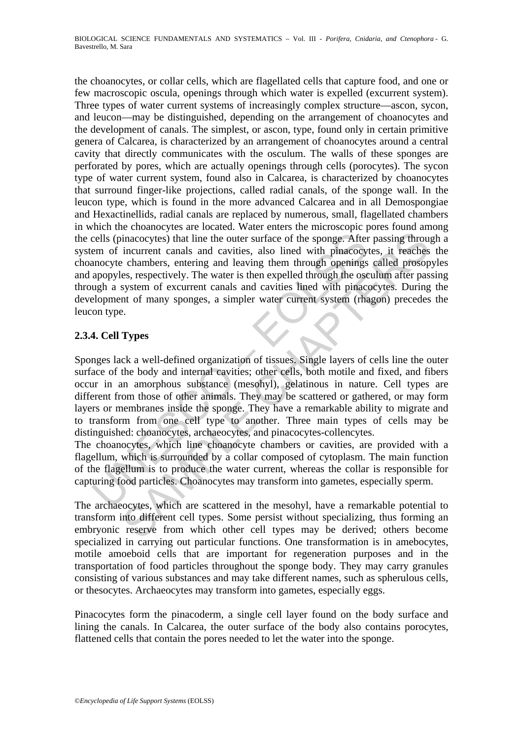the choanocytes, or collar cells, which are flagellated cells that capture food, and one or few macroscopic oscula, openings through which water is expelled (excurrent system). Three types of water current systems of increasingly complex structure—ascon, sycon, and leucon—may be distinguished, depending on the arrangement of choanocytes and the development of canals. The simplest, or ascon, type, found only in certain primitive genera of Calcarea, is characterized by an arrangement of choanocytes around a central cavity that directly communicates with the osculum. The walls of these sponges are perforated by pores, which are actually openings through cells (porocytes). The sycon type of water current system, found also in Calcarea, is characterized by choanocytes that surround finger-like projections, called radial canals, of the sponge wall. In the leucon type, which is found in the more advanced Calcarea and in all Demospongiae and Hexactinellids, radial canals are replaced by numerous, small, flagellated chambers in which the choanocytes are located. Water enters the microscopic pores found among the cells (pinacocytes) that line the outer surface of the sponge. After passing through a system of incurrent canals and cavities, also lined with pinacocytes, it reaches the choanocyte chambers, entering and leaving them through openings called prosopyles and apopyles, respectively. The water is then expelled through the osculum after passing through a system of excurrent canals and cavities lined with pinacocytes. During the development of many sponges, a simpler water current system (rhagon) precedes the leucon type.

### 2.3.4. Cell Types

Sponges lack a well-defined organization of tissues. Single layers of cells line the outer surface of the body and internal cavities; other cells, both motile and fixed, and fibers occur in an amorphous substance (mesohyl), gelatinous in nature. Cell types are different from those of other animals. They may be scattered or gathered, or may form layers or membranes inside the sponge. They have a remarkable ability to migrate and to transform from one cell type to another. Three main types of cells may be distinguished: choanocytes, archaeocytes, and pinacocytes-collencytes.

The choanocytes, which line choanocyte chambers or cavities, are provided with a flagellum, which is surrounded by a collar composed of cytoplasm. The main function of the flagellum is to produce the water current, whereas the collar is responsible for capturing food particles. Choanocytes may transform into gametes, especially sperm.

The archaeocytes, which are scattered in the mesohyl, have a remarkable potential to transform into different cell types. Some persist without specializing, thus forming an embryonic reserve from which other cell types may be derived; others become specialized in carrying out particular functions. One transformation is in amebocytes, motile amoeboid cells that are important for regeneration purposes and in the transportation of food particles throughout the sponge body. They may carry granules consisting of various substances and may take different names, such as spherulous cells, or thesocytes. Archaeocytes may transform into gametes, especially eggs.

Pinacocytes form the pinacoderm, a single cell layer found on the body surface and lining the canals. In Calcarea, the outer surface of the body also contains porocytes, flattened cells that contain the pores needed to let the water into the sponge.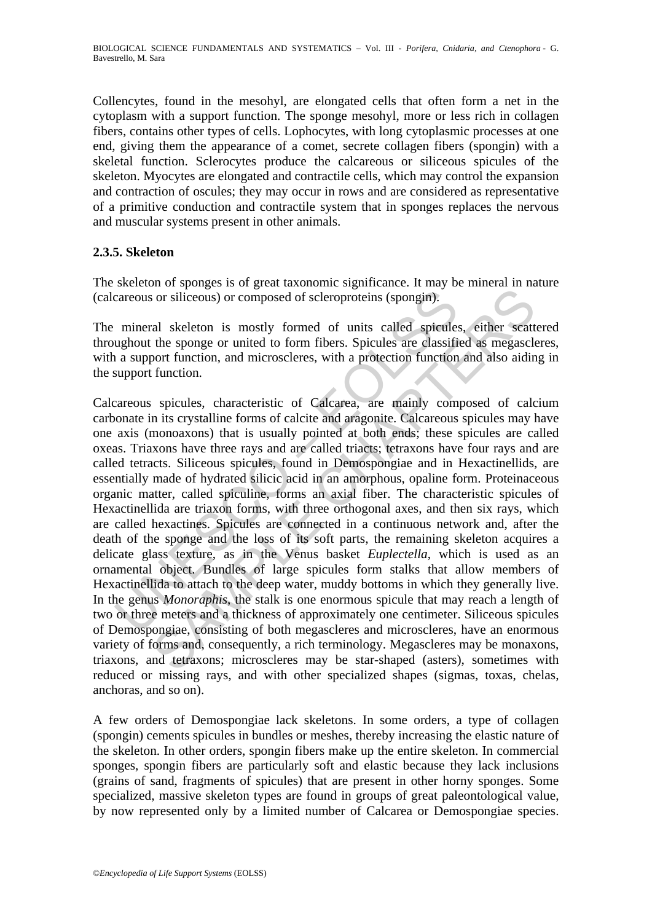Collencytes, found in the mesohyl, are elongated cells that often form a net in the cytoplasm with a support function. The sponge mesohyl, more or less rich in collagen fibers, contains other types of cells. Lophocytes, with long cytoplasmic processes at one end, giving them the appearance of a comet, secrete collagen fibers (spongin) with a skeletal function. Sclerocytes produce the calcareous or siliceous spicules of the skeleton. Myocytes are elongated and contractile cells, which may control the expansion and contraction of oscules; they may occur in rows and are considered as representative of a primitive conduction and contractile system that in sponges replaces the nervous and muscular systems present in other animals.

### 2.3.5. Skeleton

The skeleton of sponges is of great taxonomic significance. It may be mineral in nature (calcareous or siliceous) or composed of scleroproteins (spongin).

The mineral skeleton is mostly formed of units called spicules, either scattered throughout the sponge or united to form fibers. Spicules are classified as megascleres, with a support function, and microscleres, with a protection function and also aiding in the support function.

Calcareous spicules, characteristic of Calcarea, are mainly composed of calcium carbonate in its crystalline forms of calcite and aragonite. Calcareous spicules may have one axis (monoaxons) that is usually pointed at both ends; these spicules are called oxeas. Triaxons have three rays and are called triacts; tetraxons have four rays and are called tetracts. Siliceous spicules, found in Demospongiae and in Hexactinellids, are essentially made of hydrated silicic acid in an amorphous, opaline form. Proteinaceous organic matter, called spiculine, forms an axial fiber. The characteristic spicules of Hexactinellida are triaxon forms, with three orthogonal axes, and then six rays, which are called hexactines. Spicules are connected in a continuous network and, after the death of the sponge and the loss of its soft parts, the remaining skeleton acquires a delicate glass texture, as in the Venus basket *Euplectella*, which is used as an ornamental object. Bundles of large spicules form stalks that allow members of Hexactinellida to attach to the deep water, muddy bottoms in which they generally live. In the genus *Monoraphis*, the stalk is one enormous spicule that may reach a length of two or three meters and a thickness of approximately one centimeter. Siliceous spicules of Demospongiae, consisting of both megascleres and microscleres, have an enormous variety of forms and, consequently, a rich terminology. Megascleres may be monaxons, triaxons, and tetraxons; microscleres may be star-shaped (asters), sometimes with reduced or missing rays, and with other specialized shapes (sigmas, toxas, chelas, anchoras, and so on).

A few orders of Demospongiae lack skeletons. In some orders, a type of collagen (spongin) cements spicules in bundles or meshes, thereby increasing the elastic nature of the skeleton. In other orders, spongin fibers make up the entire skeleton. In commercial sponges, spongin fibers are particularly soft and elastic because they lack inclusions (grains of sand, fragments of spicules) that are present in other horny sponges. Some specialized, massive skeleton types are found in groups of great paleontological value, by now represented only by a limited number of Calcarea or Demospongiae species.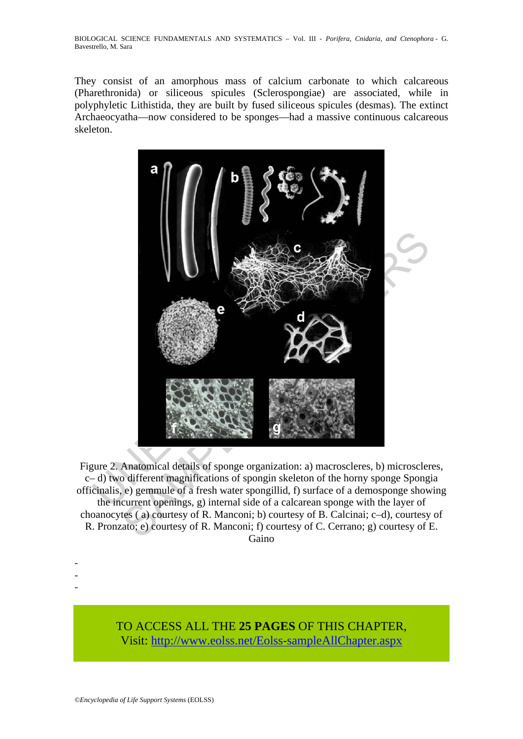They consist of an amorphous mass of calcium carbonate to which calcareous (Pharethronida) or siliceous spicules (Sclerospongiae) are associated, while in polyphyletic Lithistida, they are built by fused siliceous spicules (desmas). The extinct Archaeocyatha—now considered to be sponges—had a massive continuous calcareous skeleton.

Figure 2. Anatomical details of sponge organization: a) macroscleres, b) microscleres, c– d) two different magnifications of spongin skeleton of the horny sponge Spongia officinalis, e) gemmule of a fresh water spongillid, f) surface of a demosponge showing the incurrent openings, g) internal side of a calcarean sponge with the layer of choanocytes ( a) courtesy of R. Manconi; b) courtesy of B. Calcinai; c–d), courtesy of R. Pronzato; e) courtesy of R. Manconi; f) courtesy of C. Cerrano; g) courtesy of E. Gaino

-
-
-

TO ACCESS ALL THE **25 PAGES** OF THIS CHAPTER,
Visit: http://www.eolss.net/Eolss-sampleAllChapter.aspx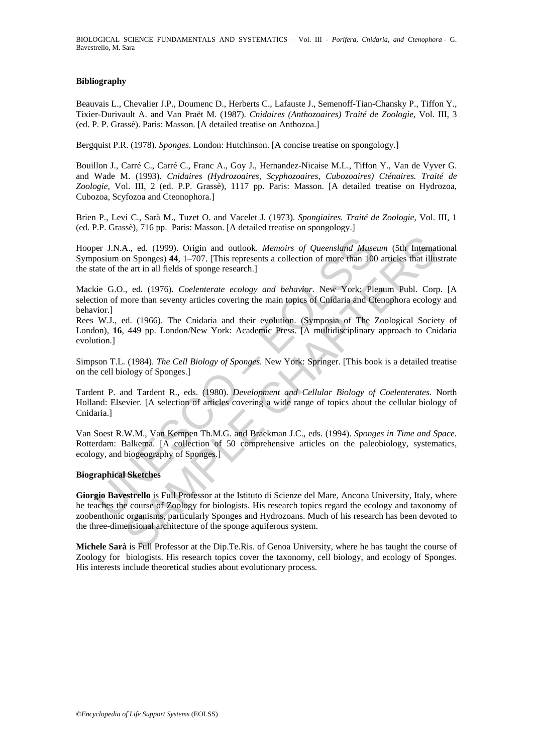## Bibliography

Beauvais L., Chevalier J.P., Doumenc D., Herberts C., Lafauste J., Semenoff-Tian-Chansky P., Tiffon Y., Tixier-Durivault A. and Van Praët M. (1987). *Cnidaires (Anthozoaires) Traité de Zoologie*, Vol. III, 3 (ed. P. P. Grassè). Paris: Masson. [A detailed treatise on Anthozoa.]

Bergquist P.R. (1978). *Sponges.* London: Hutchinson. [A concise treatise on spongology.]

Bouillon J., Carré C., Carré C., Franc A., Goy J., Hernandez-Nicaise M.L., Tiffon Y., Van de Vyver G. and Wade M. (1993). *Cnidaires (Hydrozoaires, Scyphozoaires, Cubozoaires) Cténaires. Traité de Zoologie,* Vol. III, 2 (ed. P.P. Grassè), 1117 pp. Paris: Masson. [A detailed treatise on Hydrozoa, Cubozoa, Scyfozoa and Cteonophora.]

Brien P., Levi C., Sarà M., Tuzet O. and Vacelet J. (1973). *Spongiaires. Traité de Zoologie,* Vol. III, 1 (ed. P.P. Grassè), 716 pp. Paris: Masson. [A detailed treatise on spongology.]

Hooper J.N.A., ed. (1999). Origin and outlook. *Memoirs of Queensland Museum* (5th International Symposium on Sponges) **44**, 1–707. [This represents a collection of more than 100 articles that illustrate the state of the art in all fields of sponge research.]

Mackie G.O., ed. (1976). *Coelenterate ecology and behavior*. New York: Plenum Publ. Corp. [A selection of more than seventy articles covering the main topics of Cnidaria and Ctenophora ecology and behavior.]

Rees W.J., ed. (1966). The Cnidaria and their evolution. (Symposia of The Zoological Society of London), **16**, 449 pp. London/New York: Academic Press. [A multidisciplinary approach to Cnidaria evolution.]

Simpson T.L. (1984). *The Cell Biology of Sponges.* New York: Springer. [This book is a detailed treatise on the cell biology of Sponges.]

Tardent P. and Tardent R., eds. (1980). *Development and Cellular Biology of Coelenterates.* North Holland: Elsevier. [A selection of articles covering a wide range of topics about the cellular biology of Cnidaria.]

Van Soest R.W.M., Van Kempen Th.M.G. and Braekman J.C., eds. (1994). *Sponges in Time and Space.* Rotterdam: Balkema. [A collection of 50 comprehensive articles on the paleobiology, systematics, ecology, and biogeography of Sponges.]

## Biographical Sketches

**Giorgio Bavestrello** is Full Professor at the Istituto di Scienze del Mare, Ancona University, Italy, where he teaches the course of Zoology for biologists. His research topics regard the ecology and taxonomy of zoobenthonic organisms, particularly Sponges and Hydrozoans. Much of his research has been devoted to the three-dimensional architecture of the sponge aquiferous system.

**Michele Sarà** is Full Professor at the Dip.Te.Ris. of Genoa University, where he has taught the course of Zoology for biologists. His research topics cover the taxonomy, cell biology, and ecology of Sponges. His interests include theoretical studies about evolutionary process.